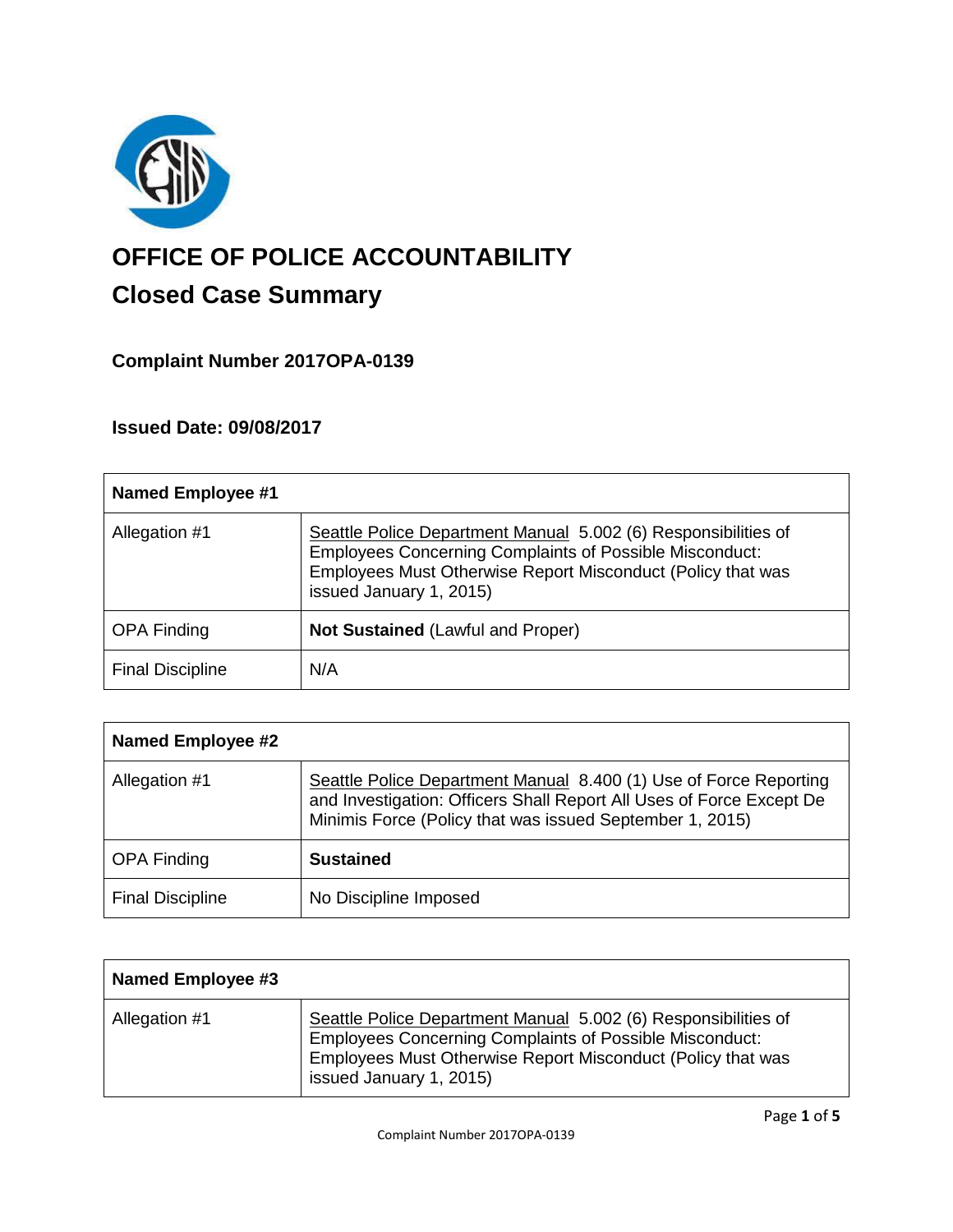# OFFICE OF POLICE ACCOUNTABILITY

## Closed Case Summary

### Complaint Number 2017OPA-0139

### Issued Date: 09/08/2017

| **Named Employee #1** | |
|---|---|
| Allegation #1 | Seattle Police Department Manual 5.002 (6) Responsibilities of Employees Concerning Complaints of Possible Misconduct: Employees Must Otherwise Report Misconduct (Policy that was issued January 1, 2015) |
| OPA Finding | **Not Sustained** (Lawful and Proper) |
| Final Discipline | N/A |

| **Named Employee #2** | |
|---|---|
| Allegation #1 | Seattle Police Department Manual 8.400 (1) Use of Force Reporting and Investigation: Officers Shall Report All Uses of Force Except De Minimis Force (Policy that was issued September 1, 2015) |
| OPA Finding | **Sustained** |
| Final Discipline | No Discipline Imposed |

| **Named Employee #3** | |
|---|---|
| Allegation #1 | Seattle Police Department Manual 5.002 (6) Responsibilities of Employees Concerning Complaints of Possible Misconduct: Employees Must Otherwise Report Misconduct (Policy that was issued January 1, 2015) |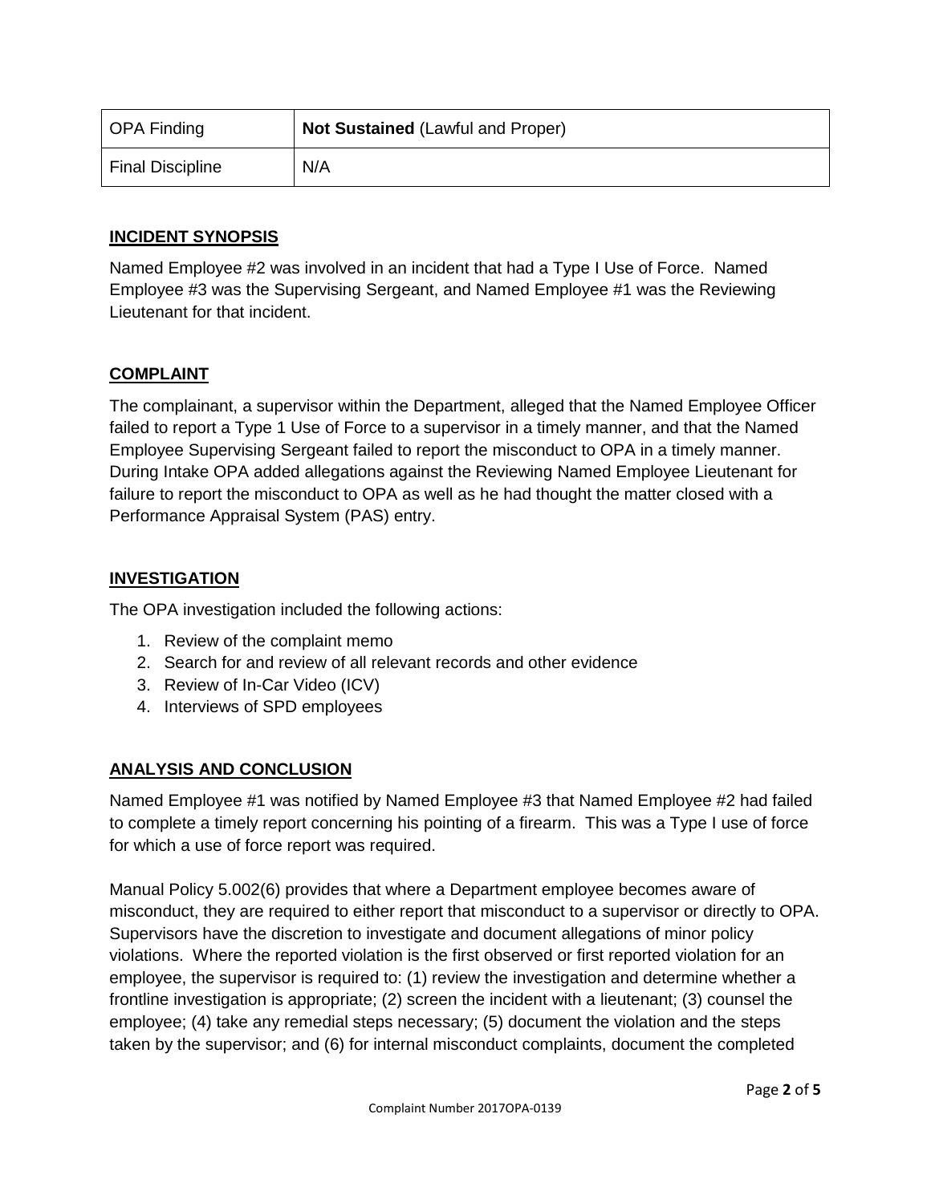| OPA Finding | **Not Sustained** (Lawful and Proper) |
|---|---|
| Final Discipline | N/A |

## INCIDENT SYNOPSIS

Named Employee #2 was involved in an incident that had a Type I Use of Force. Named Employee #3 was the Supervising Sergeant, and Named Employee #1 was the Reviewing Lieutenant for that incident.

## COMPLAINT

The complainant, a supervisor within the Department, alleged that the Named Employee Officer failed to report a Type 1 Use of Force to a supervisor in a timely manner, and that the Named Employee Supervising Sergeant failed to report the misconduct to OPA in a timely manner. During Intake OPA added allegations against the Reviewing Named Employee Lieutenant for failure to report the misconduct to OPA as well as he had thought the matter closed with a Performance Appraisal System (PAS) entry.

## INVESTIGATION

The OPA investigation included the following actions:

1. Review of the complaint memo
2. Search for and review of all relevant records and other evidence
3. Review of In-Car Video (ICV)
4. Interviews of SPD employees

## ANALYSIS AND CONCLUSION

Named Employee #1 was notified by Named Employee #3 that Named Employee #2 had failed to complete a timely report concerning his pointing of a firearm. This was a Type I use of force for which a use of force report was required.

Manual Policy 5.002(6) provides that where a Department employee becomes aware of misconduct, they are required to either report that misconduct to a supervisor or directly to OPA. Supervisors have the discretion to investigate and document allegations of minor policy violations. Where the reported violation is the first observed or first reported violation for an employee, the supervisor is required to: (1) review the investigation and determine whether a frontline investigation is appropriate; (2) screen the incident with a lieutenant; (3) counsel the employee; (4) take any remedial steps necessary; (5) document the violation and the steps taken by the supervisor; and (6) for internal misconduct complaints, document the completed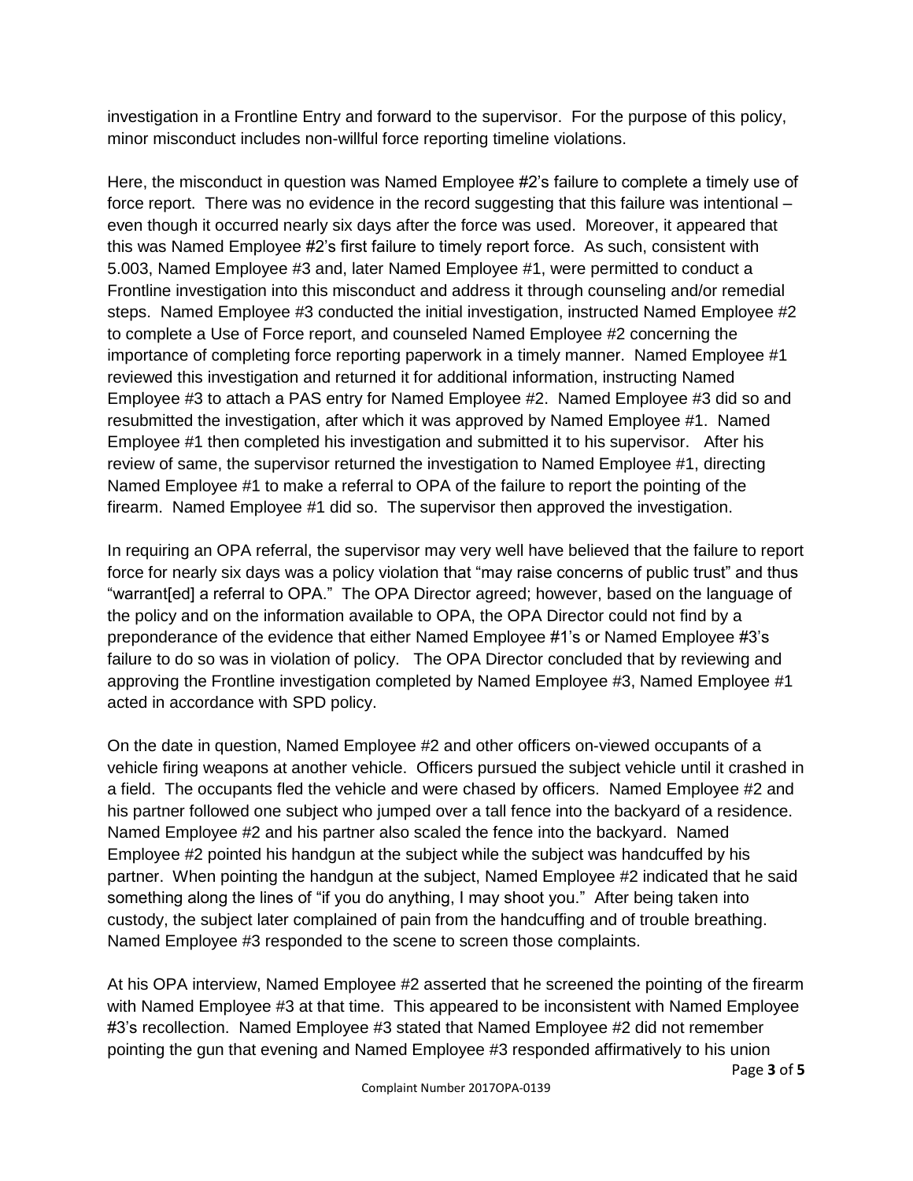investigation in a Frontline Entry and forward to the supervisor. For the purpose of this policy, minor misconduct includes non-willful force reporting timeline violations.

Here, the misconduct in question was Named Employee #2's failure to complete a timely use of force report. There was no evidence in the record suggesting that this failure was intentional – even though it occurred nearly six days after the force was used. Moreover, it appeared that this was Named Employee #2's first failure to timely report force. As such, consistent with 5.003, Named Employee #3 and, later Named Employee #1, were permitted to conduct a Frontline investigation into this misconduct and address it through counseling and/or remedial steps. Named Employee #3 conducted the initial investigation, instructed Named Employee #2 to complete a Use of Force report, and counseled Named Employee #2 concerning the importance of completing force reporting paperwork in a timely manner. Named Employee #1 reviewed this investigation and returned it for additional information, instructing Named Employee #3 to attach a PAS entry for Named Employee #2. Named Employee #3 did so and resubmitted the investigation, after which it was approved by Named Employee #1. Named Employee #1 then completed his investigation and submitted it to his supervisor. After his review of same, the supervisor returned the investigation to Named Employee #1, directing Named Employee #1 to make a referral to OPA of the failure to report the pointing of the firearm. Named Employee #1 did so. The supervisor then approved the investigation.

In requiring an OPA referral, the supervisor may very well have believed that the failure to report force for nearly six days was a policy violation that "may raise concerns of public trust" and thus "warrant[ed] a referral to OPA." The OPA Director agreed; however, based on the language of the policy and on the information available to OPA, the OPA Director could not find by a preponderance of the evidence that either Named Employee #1's or Named Employee #3's failure to do so was in violation of policy. The OPA Director concluded that by reviewing and approving the Frontline investigation completed by Named Employee #3, Named Employee #1 acted in accordance with SPD policy.

On the date in question, Named Employee #2 and other officers on-viewed occupants of a vehicle firing weapons at another vehicle. Officers pursued the subject vehicle until it crashed in a field. The occupants fled the vehicle and were chased by officers. Named Employee #2 and his partner followed one subject who jumped over a tall fence into the backyard of a residence. Named Employee #2 and his partner also scaled the fence into the backyard. Named Employee #2 pointed his handgun at the subject while the subject was handcuffed by his partner. When pointing the handgun at the subject, Named Employee #2 indicated that he said something along the lines of "if you do anything, I may shoot you." After being taken into custody, the subject later complained of pain from the handcuffing and of trouble breathing. Named Employee #3 responded to the scene to screen those complaints.

At his OPA interview, Named Employee #2 asserted that he screened the pointing of the firearm with Named Employee #3 at that time. This appeared to be inconsistent with Named Employee #3's recollection. Named Employee #3 stated that Named Employee #2 did not remember pointing the gun that evening and Named Employee #3 responded affirmatively to his union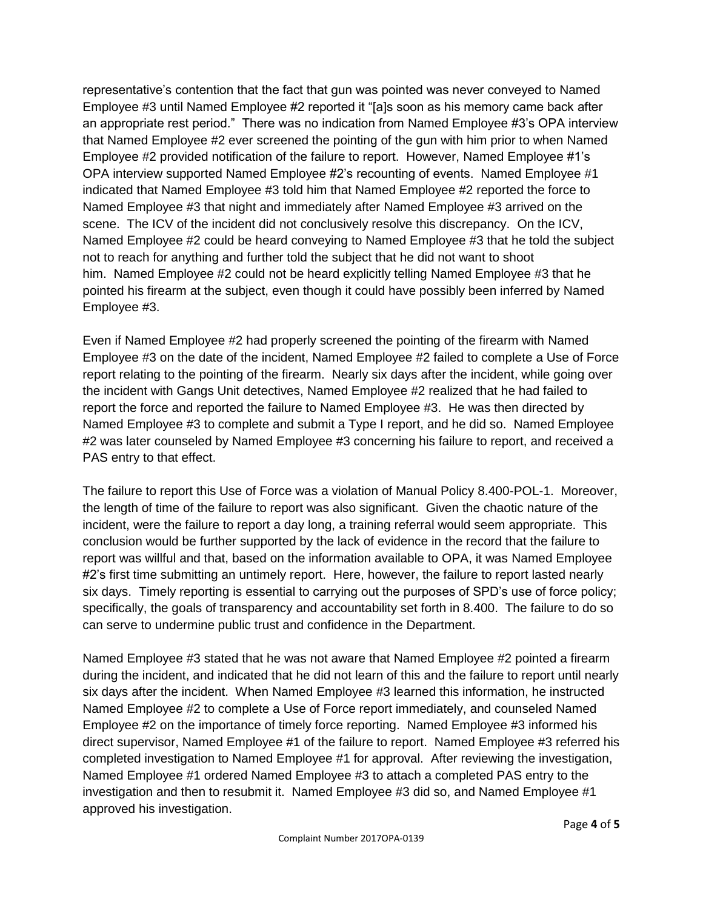representative's contention that the fact that gun was pointed was never conveyed to Named Employee #3 until Named Employee #2 reported it "[a]s soon as his memory came back after an appropriate rest period." There was no indication from Named Employee #3's OPA interview that Named Employee #2 ever screened the pointing of the gun with him prior to when Named Employee #2 provided notification of the failure to report. However, Named Employee #1's OPA interview supported Named Employee #2's recounting of events. Named Employee #1 indicated that Named Employee #3 told him that Named Employee #2 reported the force to Named Employee #3 that night and immediately after Named Employee #3 arrived on the scene. The ICV of the incident did not conclusively resolve this discrepancy. On the ICV, Named Employee #2 could be heard conveying to Named Employee #3 that he told the subject not to reach for anything and further told the subject that he did not want to shoot him. Named Employee #2 could not be heard explicitly telling Named Employee #3 that he pointed his firearm at the subject, even though it could have possibly been inferred by Named Employee #3.

Even if Named Employee #2 had properly screened the pointing of the firearm with Named Employee #3 on the date of the incident, Named Employee #2 failed to complete a Use of Force report relating to the pointing of the firearm. Nearly six days after the incident, while going over the incident with Gangs Unit detectives, Named Employee #2 realized that he had failed to report the force and reported the failure to Named Employee #3. He was then directed by Named Employee #3 to complete and submit a Type I report, and he did so. Named Employee #2 was later counseled by Named Employee #3 concerning his failure to report, and received a PAS entry to that effect.

The failure to report this Use of Force was a violation of Manual Policy 8.400-POL-1. Moreover, the length of time of the failure to report was also significant. Given the chaotic nature of the incident, were the failure to report a day long, a training referral would seem appropriate. This conclusion would be further supported by the lack of evidence in the record that the failure to report was willful and that, based on the information available to OPA, it was Named Employee #2's first time submitting an untimely report. Here, however, the failure to report lasted nearly six days. Timely reporting is essential to carrying out the purposes of SPD's use of force policy; specifically, the goals of transparency and accountability set forth in 8.400. The failure to do so can serve to undermine public trust and confidence in the Department.

Named Employee #3 stated that he was not aware that Named Employee #2 pointed a firearm during the incident, and indicated that he did not learn of this and the failure to report until nearly six days after the incident. When Named Employee #3 learned this information, he instructed Named Employee #2 to complete a Use of Force report immediately, and counseled Named Employee #2 on the importance of timely force reporting. Named Employee #3 informed his direct supervisor, Named Employee #1 of the failure to report. Named Employee #3 referred his completed investigation to Named Employee #1 for approval. After reviewing the investigation, Named Employee #1 ordered Named Employee #3 to attach a completed PAS entry to the investigation and then to resubmit it. Named Employee #3 did so, and Named Employee #1 approved his investigation.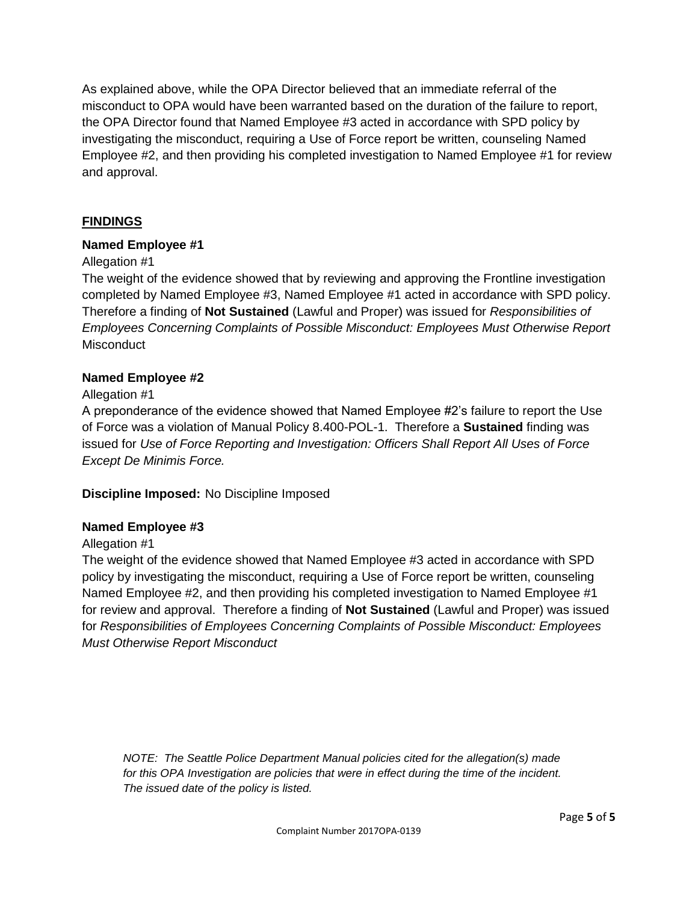As explained above, while the OPA Director believed that an immediate referral of the misconduct to OPA would have been warranted based on the duration of the failure to report, the OPA Director found that Named Employee #3 acted in accordance with SPD policy by investigating the misconduct, requiring a Use of Force report be written, counseling Named Employee #2, and then providing his completed investigation to Named Employee #1 for review and approval.

## FINDINGS

**Named Employee #1**

Allegation #1

The weight of the evidence showed that by reviewing and approving the Frontline investigation completed by Named Employee #3, Named Employee #1 acted in accordance with SPD policy. Therefore a finding of **Not Sustained** (Lawful and Proper) was issued for *Responsibilities of Employees Concerning Complaints of Possible Misconduct: Employees Must Otherwise Report* Misconduct

**Named Employee #2**

Allegation #1

A preponderance of the evidence showed that Named Employee #2's failure to report the Use of Force was a violation of Manual Policy 8.400-POL-1. Therefore a **Sustained** finding was issued for *Use of Force Reporting and Investigation: Officers Shall Report All Uses of Force Except De Minimis Force.*

**Discipline Imposed:** No Discipline Imposed

**Named Employee #3**

Allegation #1

The weight of the evidence showed that Named Employee #3 acted in accordance with SPD policy by investigating the misconduct, requiring a Use of Force report be written, counseling Named Employee #2, and then providing his completed investigation to Named Employee #1 for review and approval. Therefore a finding of **Not Sustained** (Lawful and Proper) was issued for *Responsibilities of Employees Concerning Complaints of Possible Misconduct: Employees Must Otherwise Report Misconduct*

*NOTE: The Seattle Police Department Manual policies cited for the allegation(s) made for this OPA Investigation are policies that were in effect during the time of the incident. The issued date of the policy is listed.*

Complaint Number 2017OPA-0139